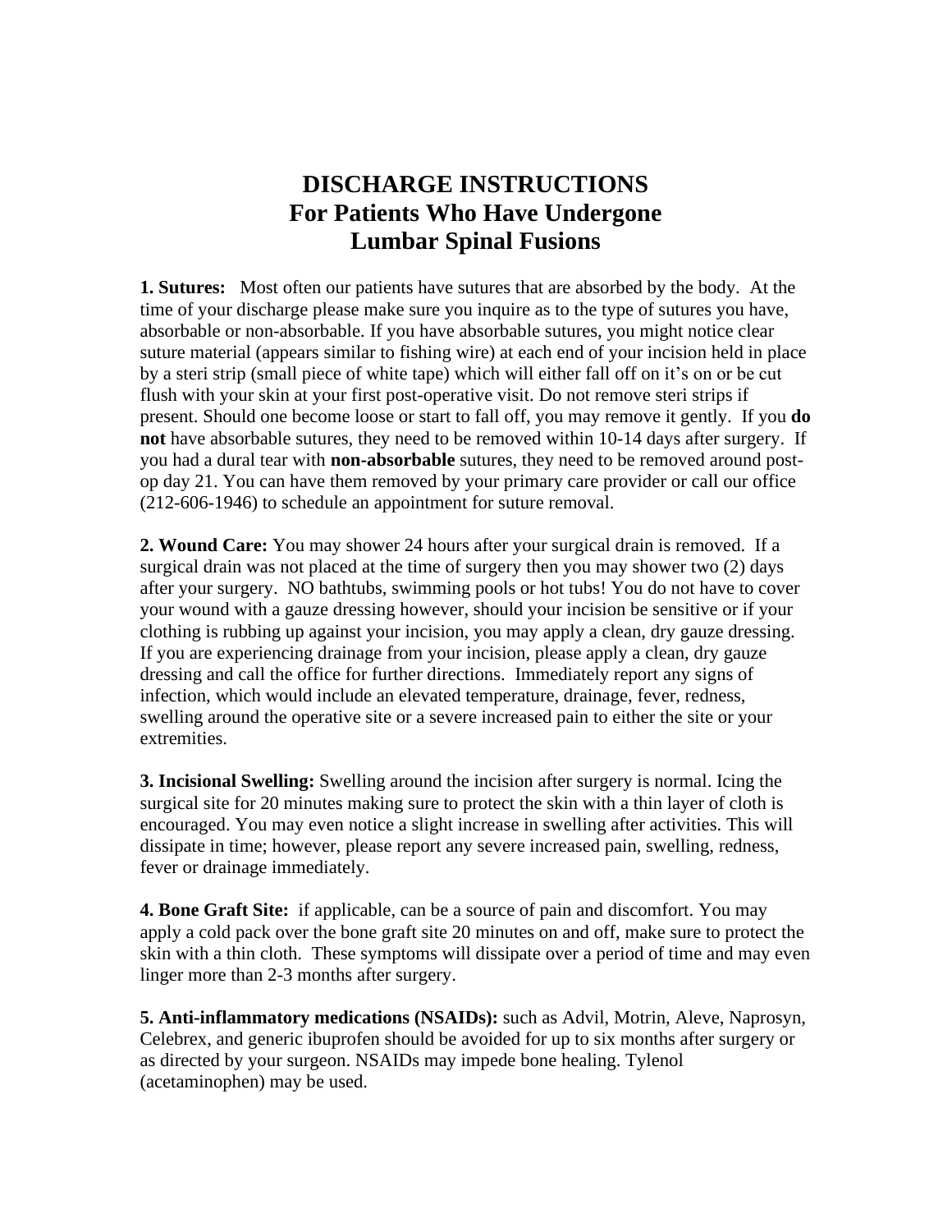# DISCHARGE INSTRUCTIONS
# For Patients Who Have Undergone
# Lumbar Spinal Fusions

**1. Sutures:** Most often our patients have sutures that are absorbed by the body. At the time of your discharge please make sure you inquire as to the type of sutures you have, absorbable or non-absorbable. If you have absorbable sutures, you might notice clear suture material (appears similar to fishing wire) at each end of your incision held in place by a steri strip (small piece of white tape) which will either fall off on it's on or be cut flush with your skin at your first post-operative visit. Do not remove steri strips if present. Should one become loose or start to fall off, you may remove it gently. If you **do not** have absorbable sutures, they need to be removed within 10-14 days after surgery. If you had a dural tear with **non-absorbable** sutures, they need to be removed around post-op day 21. You can have them removed by your primary care provider or call our office (212-606-1946) to schedule an appointment for suture removal.

**2. Wound Care:** You may shower 24 hours after your surgical drain is removed. If a surgical drain was not placed at the time of surgery then you may shower two (2) days after your surgery. NO bathtubs, swimming pools or hot tubs! You do not have to cover your wound with a gauze dressing however, should your incision be sensitive or if your clothing is rubbing up against your incision, you may apply a clean, dry gauze dressing. If you are experiencing drainage from your incision, please apply a clean, dry gauze dressing and call the office for further directions. Immediately report any signs of infection, which would include an elevated temperature, drainage, fever, redness, swelling around the operative site or a severe increased pain to either the site or your extremities.

**3. Incisional Swelling:** Swelling around the incision after surgery is normal. Icing the surgical site for 20 minutes making sure to protect the skin with a thin layer of cloth is encouraged. You may even notice a slight increase in swelling after activities. This will dissipate in time; however, please report any severe increased pain, swelling, redness, fever or drainage immediately.

**4. Bone Graft Site:** if applicable, can be a source of pain and discomfort. You may apply a cold pack over the bone graft site 20 minutes on and off, make sure to protect the skin with a thin cloth. These symptoms will dissipate over a period of time and may even linger more than 2-3 months after surgery.

**5. Anti-inflammatory medications (NSAIDs):** such as Advil, Motrin, Aleve, Naprosyn, Celebrex, and generic ibuprofen should be avoided for up to six months after surgery or as directed by your surgeon. NSAIDs may impede bone healing. Tylenol (acetaminophen) may be used.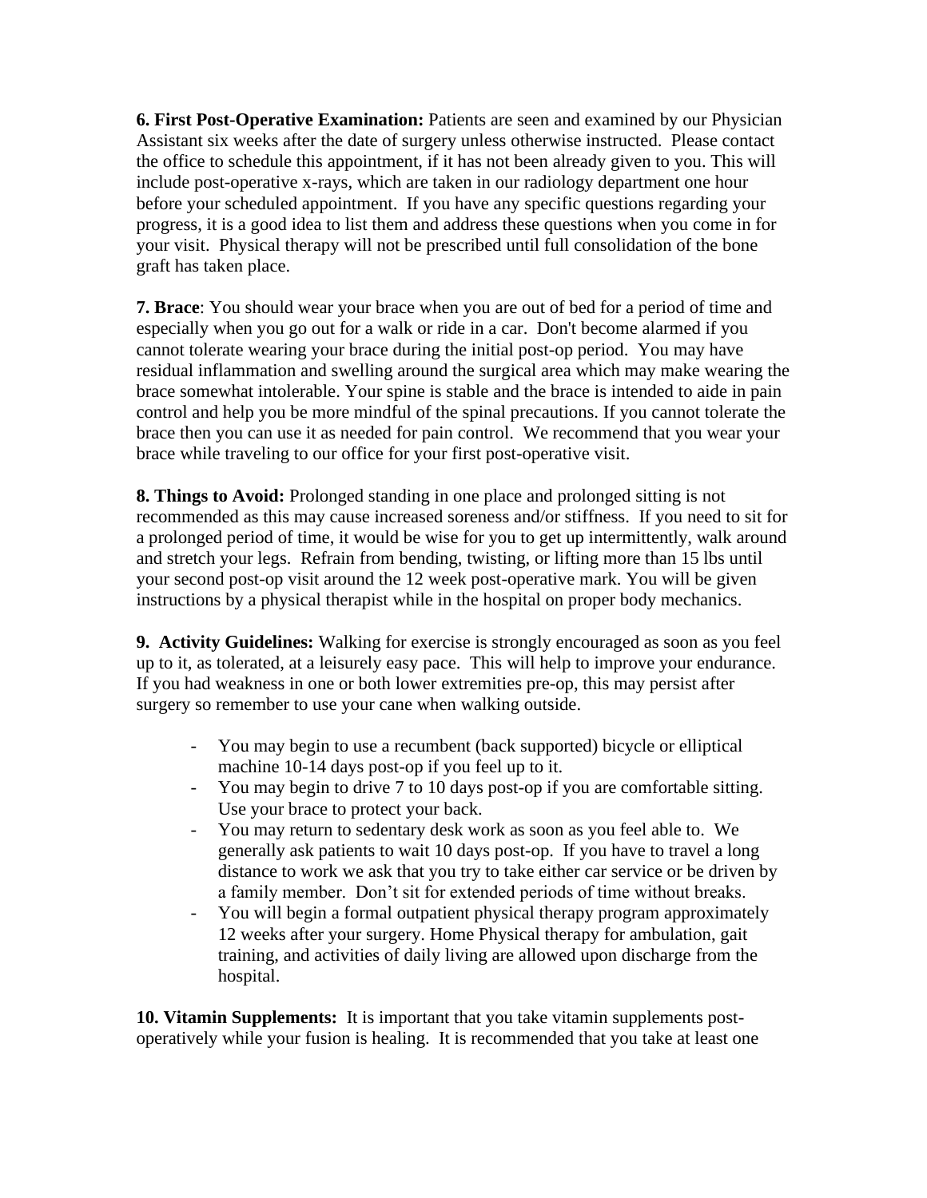**6. First Post-Operative Examination:** Patients are seen and examined by our Physician Assistant six weeks after the date of surgery unless otherwise instructed. Please contact the office to schedule this appointment, if it has not been already given to you. This will include post-operative x-rays, which are taken in our radiology department one hour before your scheduled appointment. If you have any specific questions regarding your progress, it is a good idea to list them and address these questions when you come in for your visit. Physical therapy will not be prescribed until full consolidation of the bone graft has taken place.

**7. Brace**: You should wear your brace when you are out of bed for a period of time and especially when you go out for a walk or ride in a car. Don't become alarmed if you cannot tolerate wearing your brace during the initial post-op period. You may have residual inflammation and swelling around the surgical area which may make wearing the brace somewhat intolerable. Your spine is stable and the brace is intended to aide in pain control and help you be more mindful of the spinal precautions. If you cannot tolerate the brace then you can use it as needed for pain control. We recommend that you wear your brace while traveling to our office for your first post-operative visit.

**8. Things to Avoid:** Prolonged standing in one place and prolonged sitting is not recommended as this may cause increased soreness and/or stiffness. If you need to sit for a prolonged period of time, it would be wise for you to get up intermittently, walk around and stretch your legs. Refrain from bending, twisting, or lifting more than 15 lbs until your second post-op visit around the 12 week post-operative mark. You will be given instructions by a physical therapist while in the hospital on proper body mechanics.

**9. Activity Guidelines:** Walking for exercise is strongly encouraged as soon as you feel up to it, as tolerated, at a leisurely easy pace. This will help to improve your endurance. If you had weakness in one or both lower extremities pre-op, this may persist after surgery so remember to use your cane when walking outside.

- You may begin to use a recumbent (back supported) bicycle or elliptical machine 10-14 days post-op if you feel up to it.
- You may begin to drive 7 to 10 days post-op if you are comfortable sitting. Use your brace to protect your back.
- You may return to sedentary desk work as soon as you feel able to. We generally ask patients to wait 10 days post-op. If you have to travel a long distance to work we ask that you try to take either car service or be driven by a family member. Don't sit for extended periods of time without breaks.
- You will begin a formal outpatient physical therapy program approximately 12 weeks after your surgery. Home Physical therapy for ambulation, gait training, and activities of daily living are allowed upon discharge from the hospital.

**10. Vitamin Supplements:** It is important that you take vitamin supplements post-operatively while your fusion is healing. It is recommended that you take at least one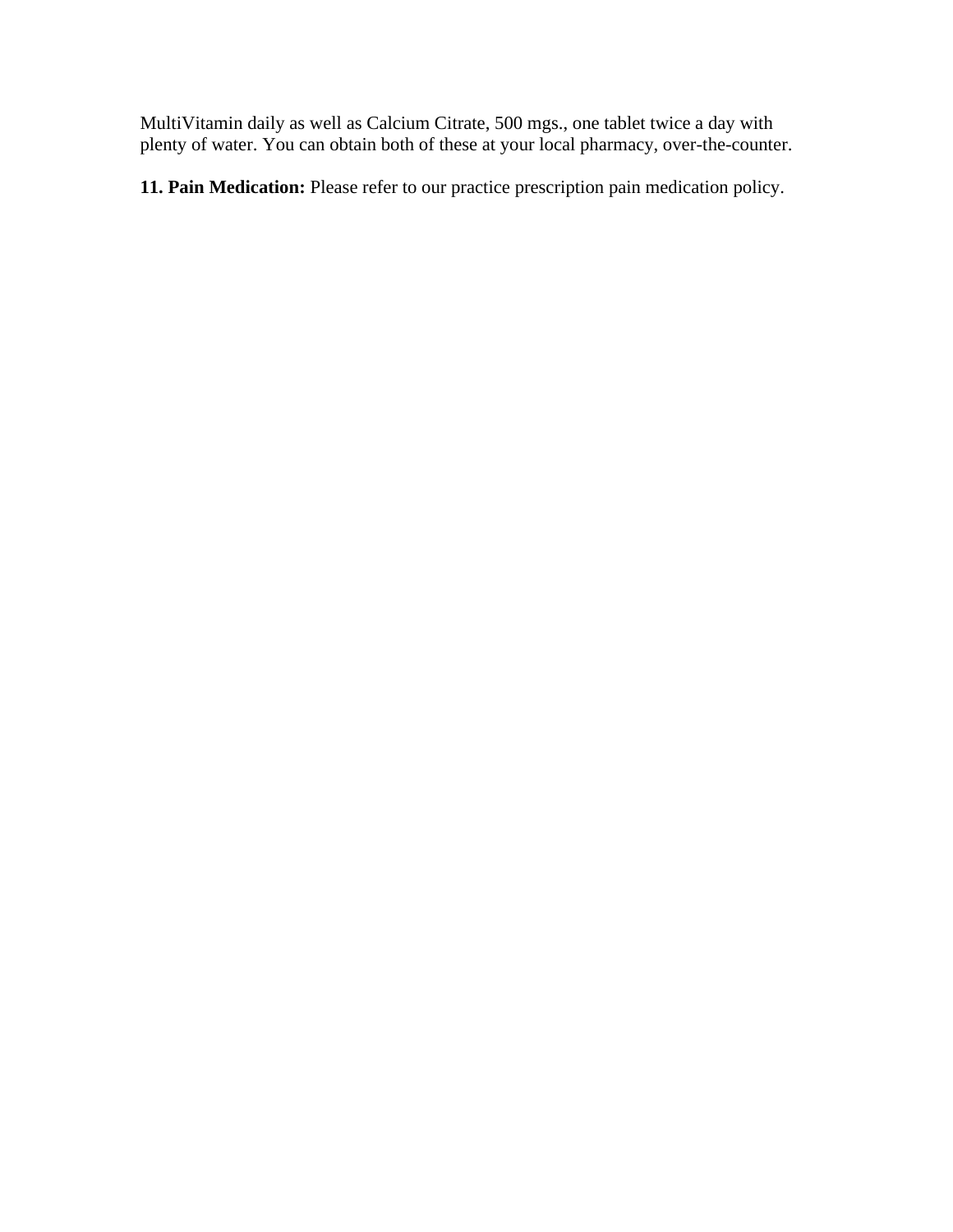MultiVitamin daily as well as Calcium Citrate, 500 mgs., one tablet twice a day with plenty of water. You can obtain both of these at your local pharmacy, over-the-counter.

**11. Pain Medication:** Please refer to our practice prescription pain medication policy.